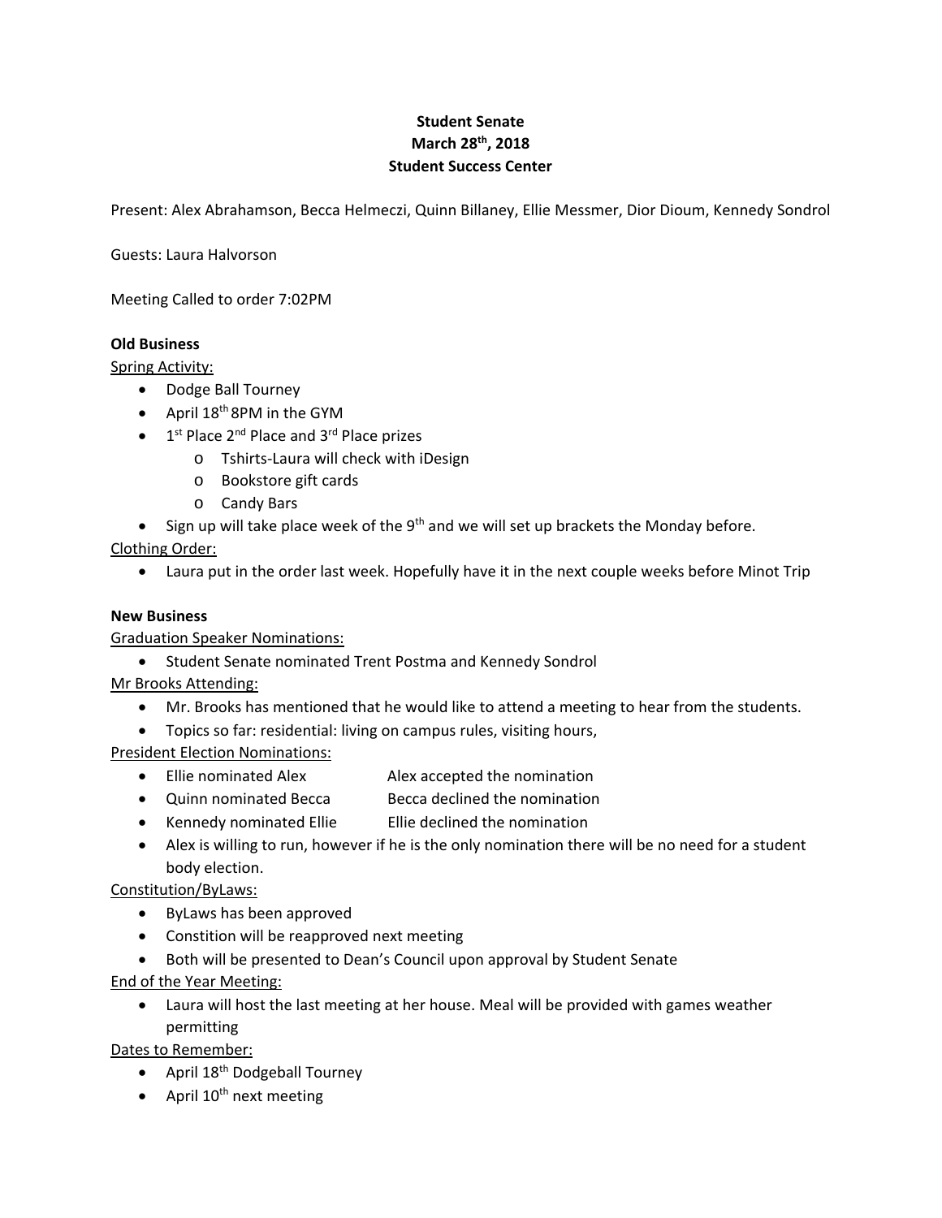**Student Senate**
**March 28th, 2018**
**Student Success Center**

Present: Alex Abrahamson, Becca Helmeczi, Quinn Billaney, Ellie Messmer, Dior Dioum, Kennedy Sondrol

Guests: Laura Halvorson

Meeting Called to order 7:02PM

**Old Business**

Spring Activity:

- Dodge Ball Tourney
- April 18th 8PM in the GYM
- 1st Place 2nd Place and 3rd Place prizes
    - Tshirts-Laura will check with iDesign
    - Bookstore gift cards
    - Candy Bars
- Sign up will take place week of the 9th and we will set up brackets the Monday before.

Clothing Order:

- Laura put in the order last week. Hopefully have it in the next couple weeks before Minot Trip

**New Business**

Graduation Speaker Nominations:

- Student Senate nominated Trent Postma and Kennedy Sondrol

Mr Brooks Attending:

- Mr. Brooks has mentioned that he would like to attend a meeting to hear from the students.
- Topics so far: residential: living on campus rules, visiting hours,

President Election Nominations:

- Ellie nominated Alex Alex accepted the nomination
- Quinn nominated Becca Becca declined the nomination
- Kennedy nominated Ellie Ellie declined the nomination
- Alex is willing to run, however if he is the only nomination there will be no need for a student body election.

Constitution/ByLaws:

- ByLaws has been approved
- Constition will be reapproved next meeting
- Both will be presented to Dean's Council upon approval by Student Senate

End of the Year Meeting:

- Laura will host the last meeting at her house. Meal will be provided with games weather permitting

Dates to Remember:

- April 18th Dodgeball Tourney
- April 10th next meeting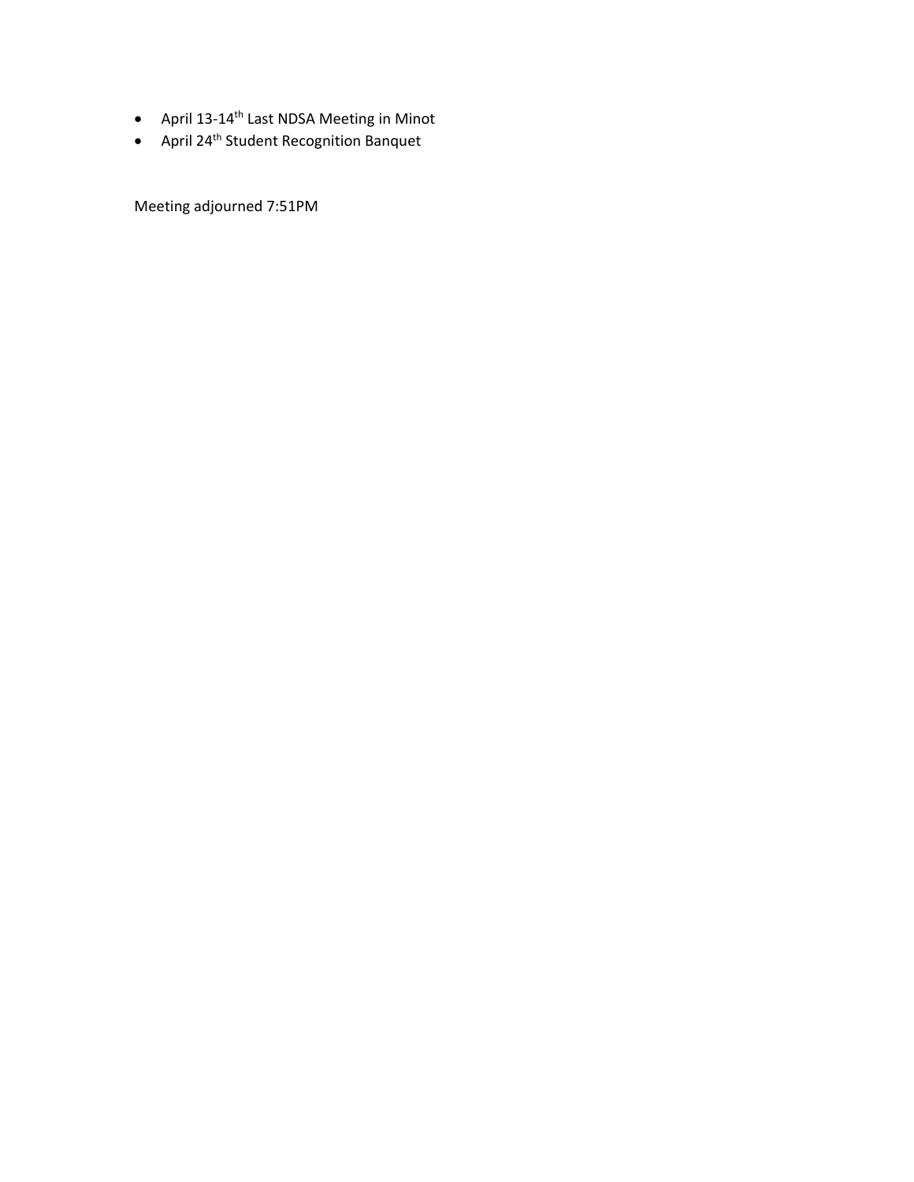- April 13-14th Last NDSA Meeting in Minot
- April 24th Student Recognition Banquet

Meeting adjourned 7:51PM